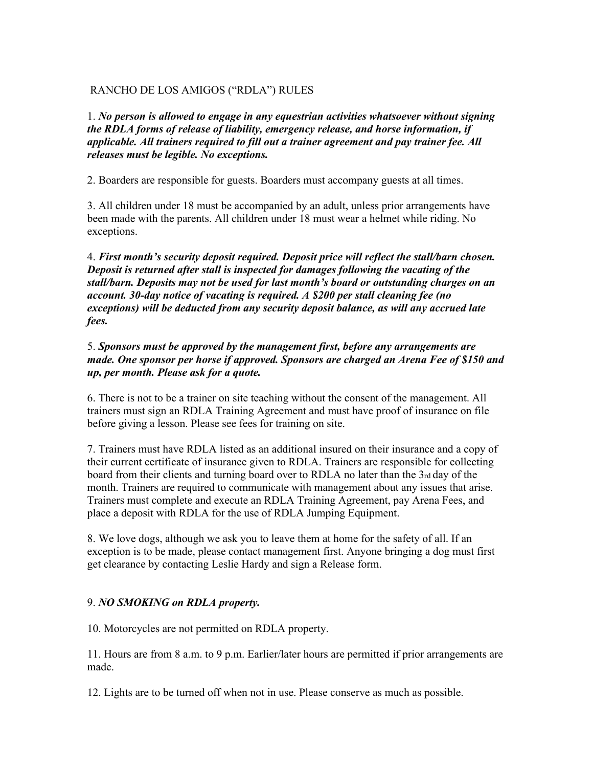# RANCHO DE LOS AMIGOS ("RDLA") RULES

1. ***No person is allowed to engage in any equestrian activities whatsoever without signing the RDLA forms of release of liability, emergency release, and horse information, if applicable. All trainers required to fill out a trainer agreement and pay trainer fee. All releases must be legible. No exceptions.***

2. Boarders are responsible for guests. Boarders must accompany guests at all times.

3. All children under 18 must be accompanied by an adult, unless prior arrangements have been made with the parents. All children under 18 must wear a helmet while riding. No exceptions.

4. ***First month's security deposit required. Deposit price will reflect the stall/barn chosen. Deposit is returned after stall is inspected for damages following the vacating of the stall/barn. Deposits may not be used for last month's board or outstanding charges on an account. 30-day notice of vacating is required. A $200 per stall cleaning fee (no exceptions) will be deducted from any security deposit balance, as will any accrued late fees.***

5. ***Sponsors must be approved by the management first, before any arrangements are made. One sponsor per horse if approved. Sponsors are charged an Arena Fee of $150 and up, per month. Please ask for a quote.***

6. There is not to be a trainer on site teaching without the consent of the management. All trainers must sign an RDLA Training Agreement and must have proof of insurance on file before giving a lesson. Please see fees for training on site.

7. Trainers must have RDLA listed as an additional insured on their insurance and a copy of their current certificate of insurance given to RDLA. Trainers are responsible for collecting board from their clients and turning board over to RDLA no later than the 3rd day of the month. Trainers are required to communicate with management about any issues that arise. Trainers must complete and execute an RDLA Training Agreement, pay Arena Fees, and place a deposit with RDLA for the use of RDLA Jumping Equipment.

8. We love dogs, although we ask you to leave them at home for the safety of all. If an exception is to be made, please contact management first. Anyone bringing a dog must first get clearance by contacting Leslie Hardy and sign a Release form.

9. ***NO SMOKING on RDLA property.***

10. Motorcycles are not permitted on RDLA property.

11. Hours are from 8 a.m. to 9 p.m. Earlier/later hours are permitted if prior arrangements are made.

12. Lights are to be turned off when not in use. Please conserve as much as possible.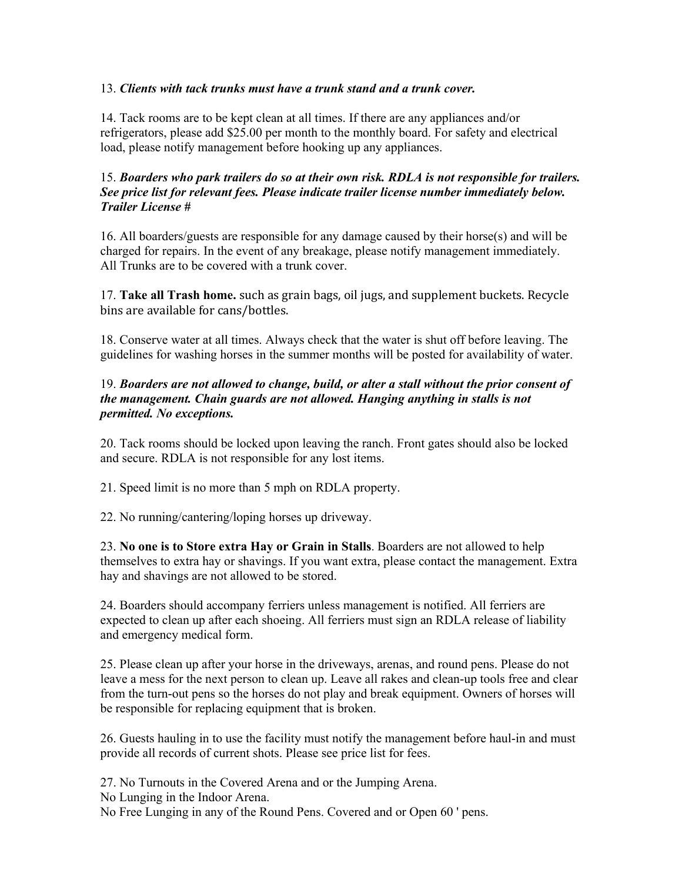13. ***Clients with tack trunks must have a trunk stand and a trunk cover.***

14. Tack rooms are to be kept clean at all times. If there are any appliances and/or refrigerators, please add $25.00 per month to the monthly board. For safety and electrical load, please notify management before hooking up any appliances.

15. ***Boarders who park trailers do so at their own risk. RDLA is not responsible for trailers. See price list for relevant fees. Please indicate trailer license number immediately below. Trailer License #***

16. All boarders/guests are responsible for any damage caused by their horse(s) and will be charged for repairs. In the event of any breakage, please notify management immediately. All Trunks are to be covered with a trunk cover.

17. **Take all Trash home.** such as grain bags, oil jugs, and supplement buckets. Recycle bins are available for cans/bottles.

18. Conserve water at all times. Always check that the water is shut off before leaving. The guidelines for washing horses in the summer months will be posted for availability of water.

19. ***Boarders are not allowed to change, build, or alter a stall without the prior consent of the management. Chain guards are not allowed. Hanging anything in stalls is not permitted. No exceptions.***

20. Tack rooms should be locked upon leaving the ranch. Front gates should also be locked and secure. RDLA is not responsible for any lost items.

21. Speed limit is no more than 5 mph on RDLA property.

22. No running/cantering/loping horses up driveway.

23. **No one is to Store extra Hay or Grain in Stalls**. Boarders are not allowed to help themselves to extra hay or shavings. If you want extra, please contact the management. Extra hay and shavings are not allowed to be stored.

24. Boarders should accompany ferriers unless management is notified. All ferriers are expected to clean up after each shoeing. All ferriers must sign an RDLA release of liability and emergency medical form.

25. Please clean up after your horse in the driveways, arenas, and round pens. Please do not leave a mess for the next person to clean up. Leave all rakes and clean-up tools free and clear from the turn-out pens so the horses do not play and break equipment. Owners of horses will be responsible for replacing equipment that is broken.

26. Guests hauling in to use the facility must notify the management before haul-in and must provide all records of current shots. Please see price list for fees.

27. No Turnouts in the Covered Arena and or the Jumping Arena.
No Lunging in the Indoor Arena.
No Free Lunging in any of the Round Pens. Covered and or Open 60 ' pens.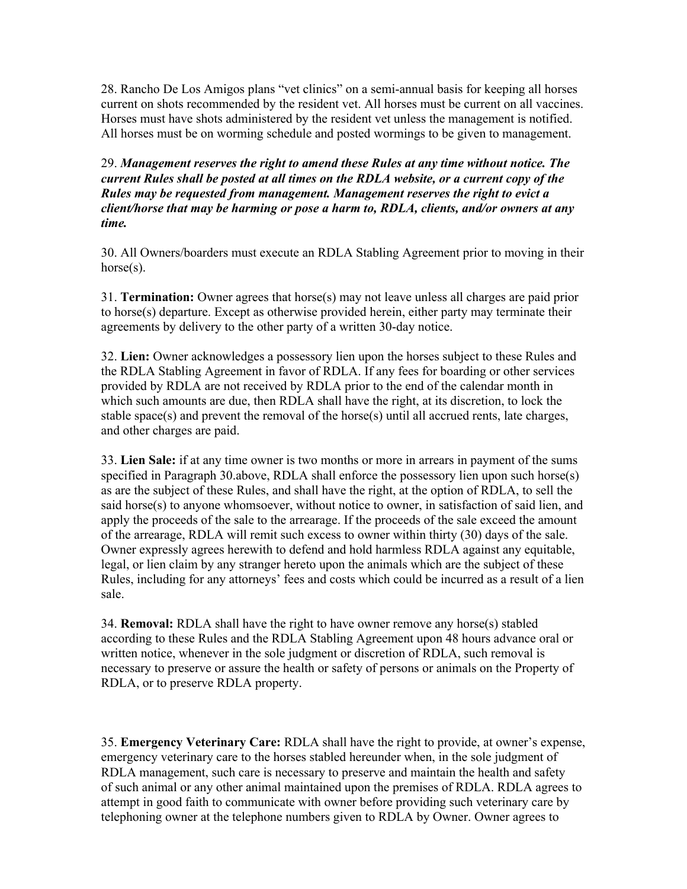28. Rancho De Los Amigos plans "vet clinics" on a semi-annual basis for keeping all horses current on shots recommended by the resident vet. All horses must be current on all vaccines. Horses must have shots administered by the resident vet unless the management is notified. All horses must be on worming schedule and posted wormings to be given to management.

29. ***Management reserves the right to amend these Rules at any time without notice. The current Rules shall be posted at all times on the RDLA website, or a current copy of the Rules may be requested from management. Management reserves the right to evict a client/horse that may be harming or pose a harm to, RDLA, clients, and/or owners at any time.***

30. All Owners/boarders must execute an RDLA Stabling Agreement prior to moving in their horse(s).

31. **Termination:** Owner agrees that horse(s) may not leave unless all charges are paid prior to horse(s) departure. Except as otherwise provided herein, either party may terminate their agreements by delivery to the other party of a written 30-day notice.

32. **Lien:** Owner acknowledges a possessory lien upon the horses subject to these Rules and the RDLA Stabling Agreement in favor of RDLA. If any fees for boarding or other services provided by RDLA are not received by RDLA prior to the end of the calendar month in which such amounts are due, then RDLA shall have the right, at its discretion, to lock the stable space(s) and prevent the removal of the horse(s) until all accrued rents, late charges, and other charges are paid.

33. **Lien Sale:** if at any time owner is two months or more in arrears in payment of the sums specified in Paragraph 30.above, RDLA shall enforce the possessory lien upon such horse(s) as are the subject of these Rules, and shall have the right, at the option of RDLA, to sell the said horse(s) to anyone whomsoever, without notice to owner, in satisfaction of said lien, and apply the proceeds of the sale to the arrearage. If the proceeds of the sale exceed the amount of the arrearage, RDLA will remit such excess to owner within thirty (30) days of the sale. Owner expressly agrees herewith to defend and hold harmless RDLA against any equitable, legal, or lien claim by any stranger hereto upon the animals which are the subject of these Rules, including for any attorneys' fees and costs which could be incurred as a result of a lien sale.

34. **Removal:** RDLA shall have the right to have owner remove any horse(s) stabled according to these Rules and the RDLA Stabling Agreement upon 48 hours advance oral or written notice, whenever in the sole judgment or discretion of RDLA, such removal is necessary to preserve or assure the health or safety of persons or animals on the Property of RDLA, or to preserve RDLA property.

35. **Emergency Veterinary Care:** RDLA shall have the right to provide, at owner's expense, emergency veterinary care to the horses stabled hereunder when, in the sole judgment of RDLA management, such care is necessary to preserve and maintain the health and safety of such animal or any other animal maintained upon the premises of RDLA. RDLA agrees to attempt in good faith to communicate with owner before providing such veterinary care by telephoning owner at the telephone numbers given to RDLA by Owner. Owner agrees to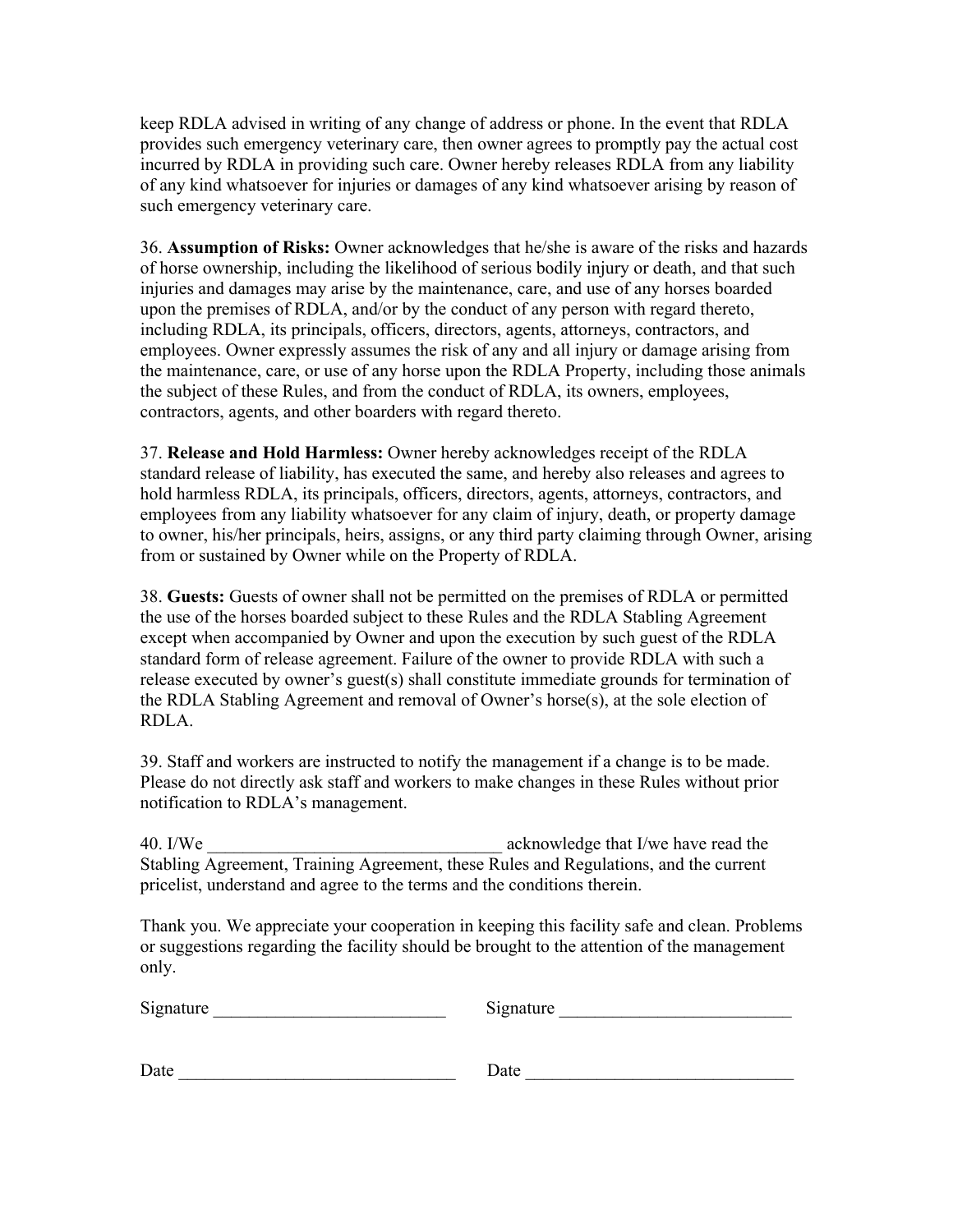keep RDLA advised in writing of any change of address or phone. In the event that RDLA provides such emergency veterinary care, then owner agrees to promptly pay the actual cost incurred by RDLA in providing such care. Owner hereby releases RDLA from any liability of any kind whatsoever for injuries or damages of any kind whatsoever arising by reason of such emergency veterinary care.

36. **Assumption of Risks:** Owner acknowledges that he/she is aware of the risks and hazards of horse ownership, including the likelihood of serious bodily injury or death, and that such injuries and damages may arise by the maintenance, care, and use of any horses boarded upon the premises of RDLA, and/or by the conduct of any person with regard thereto, including RDLA, its principals, officers, directors, agents, attorneys, contractors, and employees. Owner expressly assumes the risk of any and all injury or damage arising from the maintenance, care, or use of any horse upon the RDLA Property, including those animals the subject of these Rules, and from the conduct of RDLA, its owners, employees, contractors, agents, and other boarders with regard thereto.

37. **Release and Hold Harmless:** Owner hereby acknowledges receipt of the RDLA standard release of liability, has executed the same, and hereby also releases and agrees to hold harmless RDLA, its principals, officers, directors, agents, attorneys, contractors, and employees from any liability whatsoever for any claim of injury, death, or property damage to owner, his/her principals, heirs, assigns, or any third party claiming through Owner, arising from or sustained by Owner while on the Property of RDLA.

38. **Guests:** Guests of owner shall not be permitted on the premises of RDLA or permitted the use of the horses boarded subject to these Rules and the RDLA Stabling Agreement except when accompanied by Owner and upon the execution by such guest of the RDLA standard form of release agreement. Failure of the owner to provide RDLA with such a release executed by owner's guest(s) shall constitute immediate grounds for termination of the RDLA Stabling Agreement and removal of Owner's horse(s), at the sole election of RDLA.

39. Staff and workers are instructed to notify the management if a change is to be made. Please do not directly ask staff and workers to make changes in these Rules without prior notification to RDLA's management.

40. I/We ________________________________ acknowledge that I/we have read the Stabling Agreement, Training Agreement, these Rules and Regulations, and the current pricelist, understand and agree to the terms and the conditions therein.

Thank you. We appreciate your cooperation in keeping this facility safe and clean. Problems or suggestions regarding the facility should be brought to the attention of the management only.

Signature _________________________ Signature _________________________

Date ______________________________ Date ______________________________